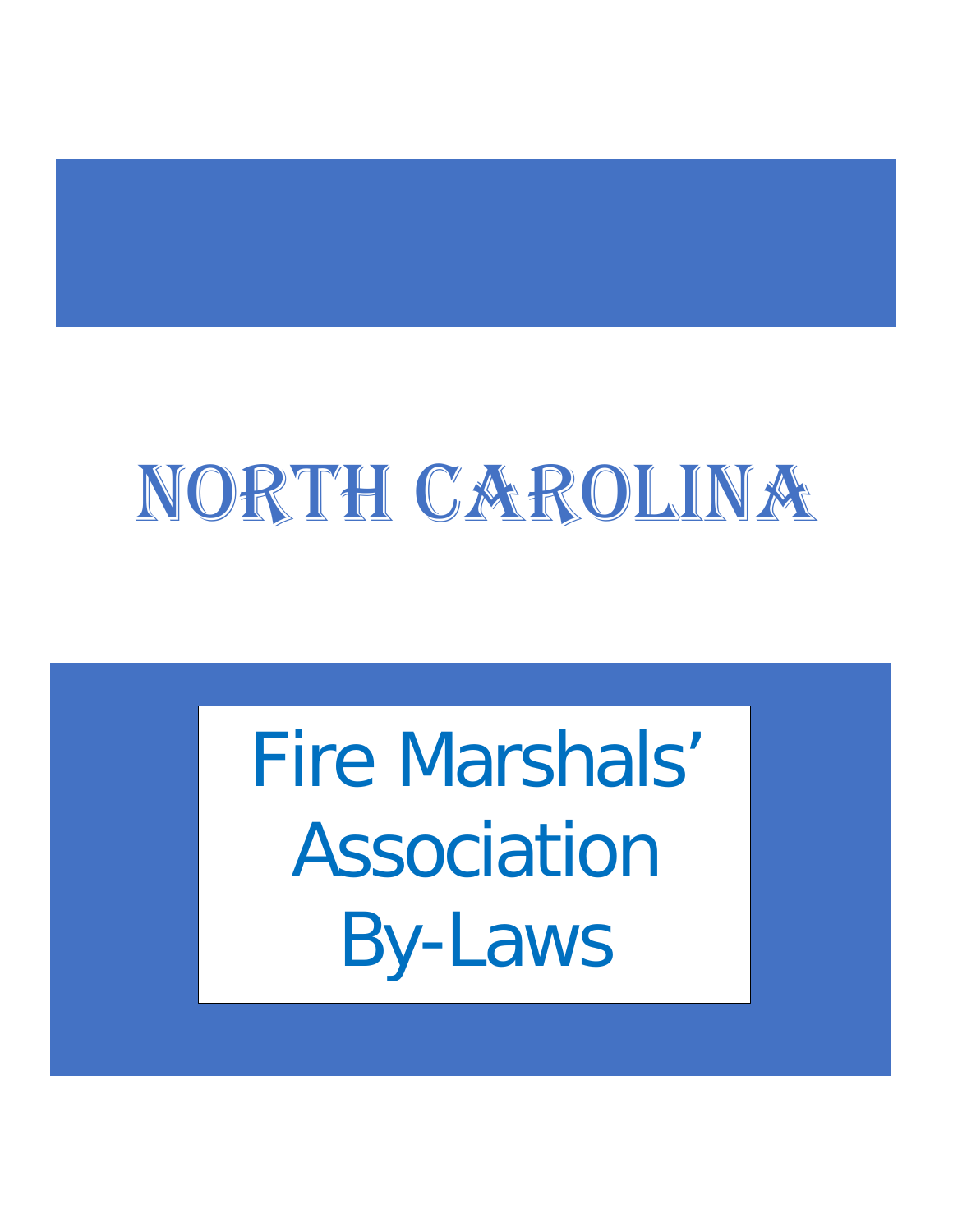# NORTH CAROLINA

# Fire Marshals' Association By-Laws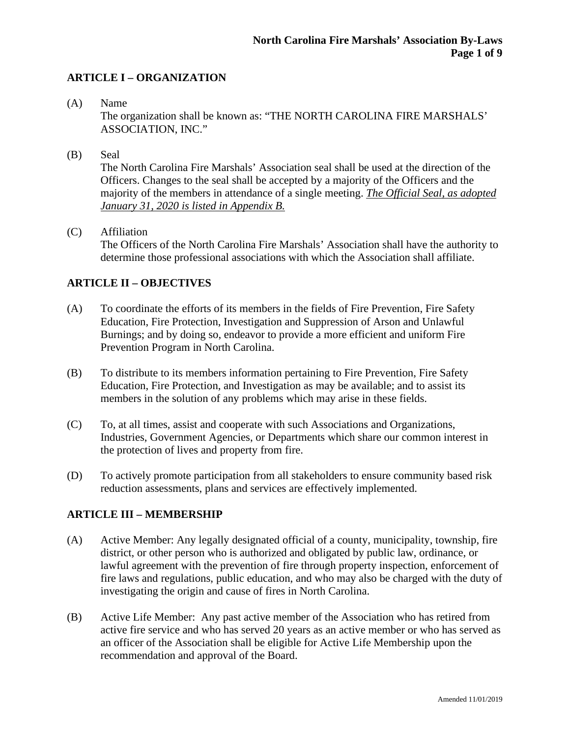## ARTICLE I – ORGANIZATION

(A) Name
The organization shall be known as: "THE NORTH CAROLINA FIRE MARSHALS' ASSOCIATION, INC."

(B) Seal
The North Carolina Fire Marshals' Association seal shall be used at the direction of the Officers. Changes to the seal shall be accepted by a majority of the Officers and the majority of the members in attendance of a single meeting. ***The Official Seal, as adopted January 31, 2020 is listed in Appendix B.***

(C) Affiliation
The Officers of the North Carolina Fire Marshals' Association shall have the authority to determine those professional associations with which the Association shall affiliate.

## ARTICLE II – OBJECTIVES

(A) To coordinate the efforts of its members in the fields of Fire Prevention, Fire Safety Education, Fire Protection, Investigation and Suppression of Arson and Unlawful Burnings; and by doing so, endeavor to provide a more efficient and uniform Fire Prevention Program in North Carolina.

(B) To distribute to its members information pertaining to Fire Prevention, Fire Safety Education, Fire Protection, and Investigation as may be available; and to assist its members in the solution of any problems which may arise in these fields.

(C) To, at all times, assist and cooperate with such Associations and Organizations, Industries, Government Agencies, or Departments which share our common interest in the protection of lives and property from fire.

(D) To actively promote participation from all stakeholders to ensure community based risk reduction assessments, plans and services are effectively implemented.

## ARTICLE III – MEMBERSHIP

(A) Active Member: Any legally designated official of a county, municipality, township, fire district, or other person who is authorized and obligated by public law, ordinance, or lawful agreement with the prevention of fire through property inspection, enforcement of fire laws and regulations, public education, and who may also be charged with the duty of investigating the origin and cause of fires in North Carolina.

(B) Active Life Member: Any past active member of the Association who has retired from active fire service and who has served 20 years as an active member or who has served as an officer of the Association shall be eligible for Active Life Membership upon the recommendation and approval of the Board.

Amended 11/01/2019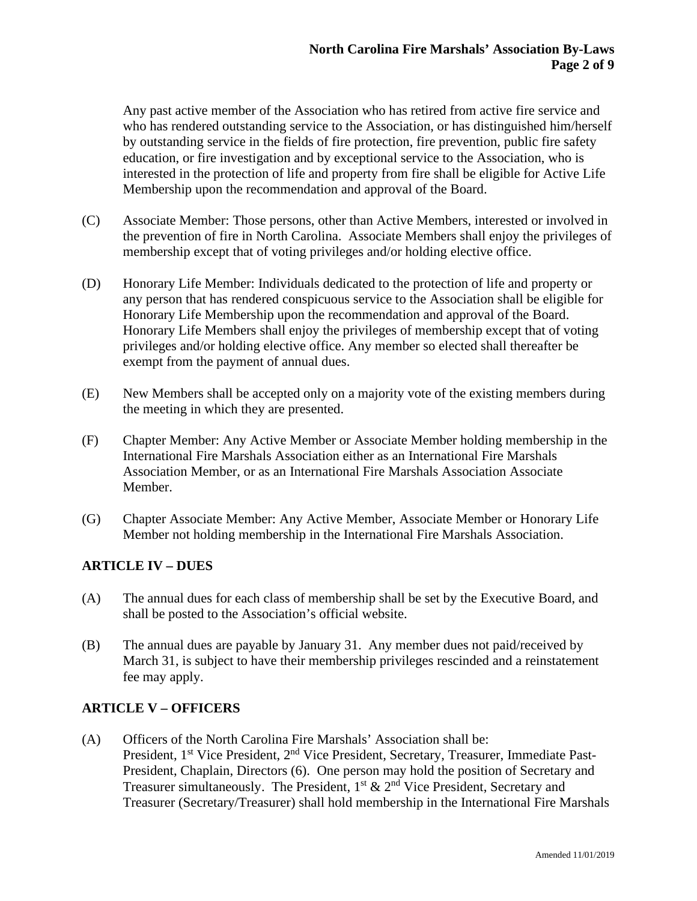Any past active member of the Association who has retired from active fire service and who has rendered outstanding service to the Association, or has distinguished him/herself by outstanding service in the fields of fire protection, fire prevention, public fire safety education, or fire investigation and by exceptional service to the Association, who is interested in the protection of life and property from fire shall be eligible for Active Life Membership upon the recommendation and approval of the Board.

(C) Associate Member: Those persons, other than Active Members, interested or involved in the prevention of fire in North Carolina. Associate Members shall enjoy the privileges of membership except that of voting privileges and/or holding elective office.

(D) Honorary Life Member: Individuals dedicated to the protection of life and property or any person that has rendered conspicuous service to the Association shall be eligible for Honorary Life Membership upon the recommendation and approval of the Board. Honorary Life Members shall enjoy the privileges of membership except that of voting privileges and/or holding elective office. Any member so elected shall thereafter be exempt from the payment of annual dues.

(E) New Members shall be accepted only on a majority vote of the existing members during the meeting in which they are presented.

(F) Chapter Member: Any Active Member or Associate Member holding membership in the International Fire Marshals Association either as an International Fire Marshals Association Member, or as an International Fire Marshals Association Associate Member.

(G) Chapter Associate Member: Any Active Member, Associate Member or Honorary Life Member not holding membership in the International Fire Marshals Association.

## ARTICLE IV – DUES

(A) The annual dues for each class of membership shall be set by the Executive Board, and shall be posted to the Association's official website.

(B) The annual dues are payable by January 31. Any member dues not paid/received by March 31, is subject to have their membership privileges rescinded and a reinstatement fee may apply.

## ARTICLE V – OFFICERS

(A) Officers of the North Carolina Fire Marshals' Association shall be:
President, 1st Vice President, 2nd Vice President, Secretary, Treasurer, Immediate Past-President, Chaplain, Directors (6). One person may hold the position of Secretary and Treasurer simultaneously. The President, 1st & 2nd Vice President, Secretary and Treasurer (Secretary/Treasurer) shall hold membership in the International Fire Marshals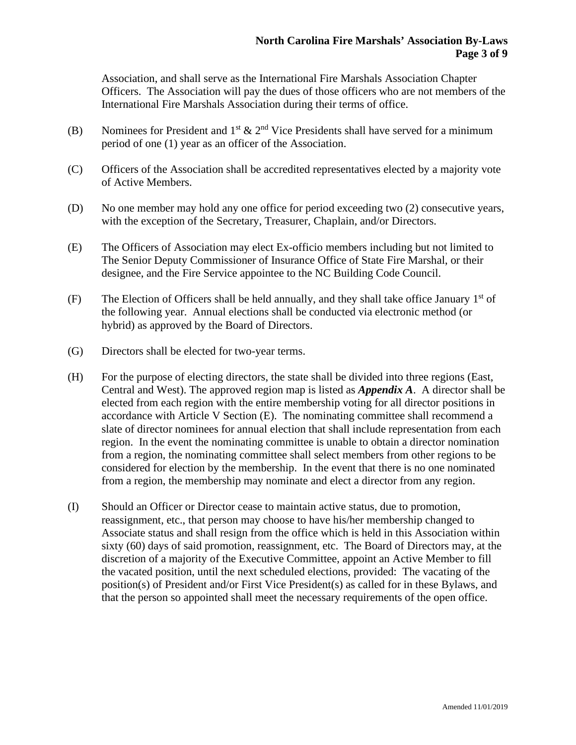Association, and shall serve as the International Fire Marshals Association Chapter Officers. The Association will pay the dues of those officers who are not members of the International Fire Marshals Association during their terms of office.

(B) Nominees for President and 1st & 2nd Vice Presidents shall have served for a minimum period of one (1) year as an officer of the Association.

(C) Officers of the Association shall be accredited representatives elected by a majority vote of Active Members.

(D) No one member may hold any one office for period exceeding two (2) consecutive years, with the exception of the Secretary, Treasurer, Chaplain, and/or Directors.

(E) The Officers of Association may elect Ex-officio members including but not limited to The Senior Deputy Commissioner of Insurance Office of State Fire Marshal, or their designee, and the Fire Service appointee to the NC Building Code Council.

(F) The Election of Officers shall be held annually, and they shall take office January 1st of the following year. Annual elections shall be conducted via electronic method (or hybrid) as approved by the Board of Directors.

(G) Directors shall be elected for two-year terms.

(H) For the purpose of electing directors, the state shall be divided into three regions (East, Central and West). The approved region map is listed as ***Appendix A***. A director shall be elected from each region with the entire membership voting for all director positions in accordance with Article V Section (E). The nominating committee shall recommend a slate of director nominees for annual election that shall include representation from each region. In the event the nominating committee is unable to obtain a director nomination from a region, the nominating committee shall select members from other regions to be considered for election by the membership. In the event that there is no one nominated from a region, the membership may nominate and elect a director from any region.

(I) Should an Officer or Director cease to maintain active status, due to promotion, reassignment, etc., that person may choose to have his/her membership changed to Associate status and shall resign from the office which is held in this Association within sixty (60) days of said promotion, reassignment, etc. The Board of Directors may, at the discretion of a majority of the Executive Committee, appoint an Active Member to fill the vacated position, until the next scheduled elections, provided: The vacating of the position(s) of President and/or First Vice President(s) as called for in these Bylaws, and that the person so appointed shall meet the necessary requirements of the open office.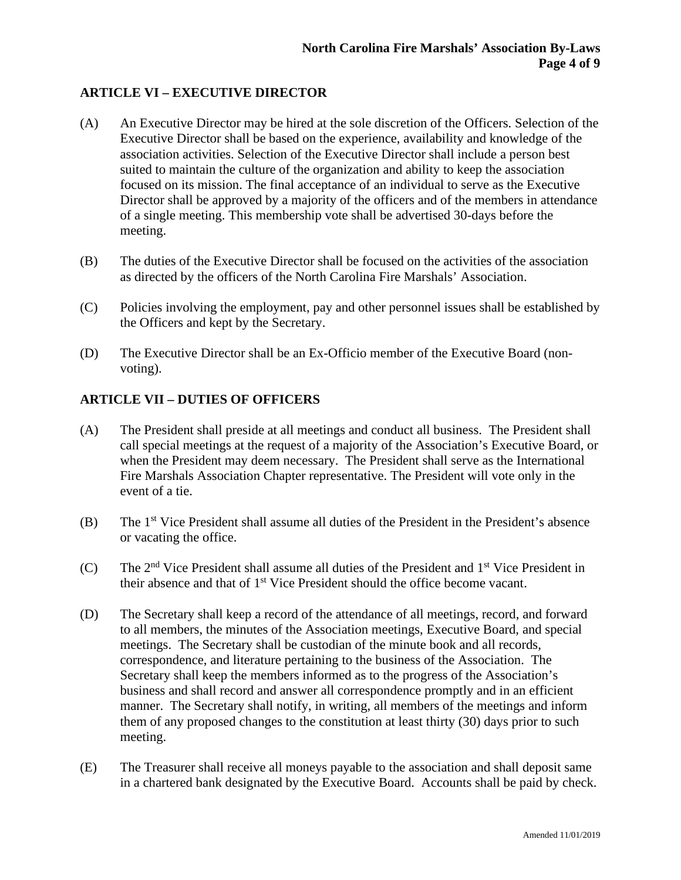## ARTICLE VI – EXECUTIVE DIRECTOR

(A) An Executive Director may be hired at the sole discretion of the Officers. Selection of the Executive Director shall be based on the experience, availability and knowledge of the association activities. Selection of the Executive Director shall include a person best suited to maintain the culture of the organization and ability to keep the association focused on its mission. The final acceptance of an individual to serve as the Executive Director shall be approved by a majority of the officers and of the members in attendance of a single meeting. This membership vote shall be advertised 30-days before the meeting.

(B) The duties of the Executive Director shall be focused on the activities of the association as directed by the officers of the North Carolina Fire Marshals' Association.

(C) Policies involving the employment, pay and other personnel issues shall be established by the Officers and kept by the Secretary.

(D) The Executive Director shall be an Ex-Officio member of the Executive Board (non-voting).

## ARTICLE VII – DUTIES OF OFFICERS

(A) The President shall preside at all meetings and conduct all business. The President shall call special meetings at the request of a majority of the Association's Executive Board, or when the President may deem necessary. The President shall serve as the International Fire Marshals Association Chapter representative. The President will vote only in the event of a tie.

(B) The 1st Vice President shall assume all duties of the President in the President's absence or vacating the office.

(C) The 2nd Vice President shall assume all duties of the President and 1st Vice President in their absence and that of 1st Vice President should the office become vacant.

(D) The Secretary shall keep a record of the attendance of all meetings, record, and forward to all members, the minutes of the Association meetings, Executive Board, and special meetings. The Secretary shall be custodian of the minute book and all records, correspondence, and literature pertaining to the business of the Association. The Secretary shall keep the members informed as to the progress of the Association's business and shall record and answer all correspondence promptly and in an efficient manner. The Secretary shall notify, in writing, all members of the meetings and inform them of any proposed changes to the constitution at least thirty (30) days prior to such meeting.

(E) The Treasurer shall receive all moneys payable to the association and shall deposit same in a chartered bank designated by the Executive Board. Accounts shall be paid by check.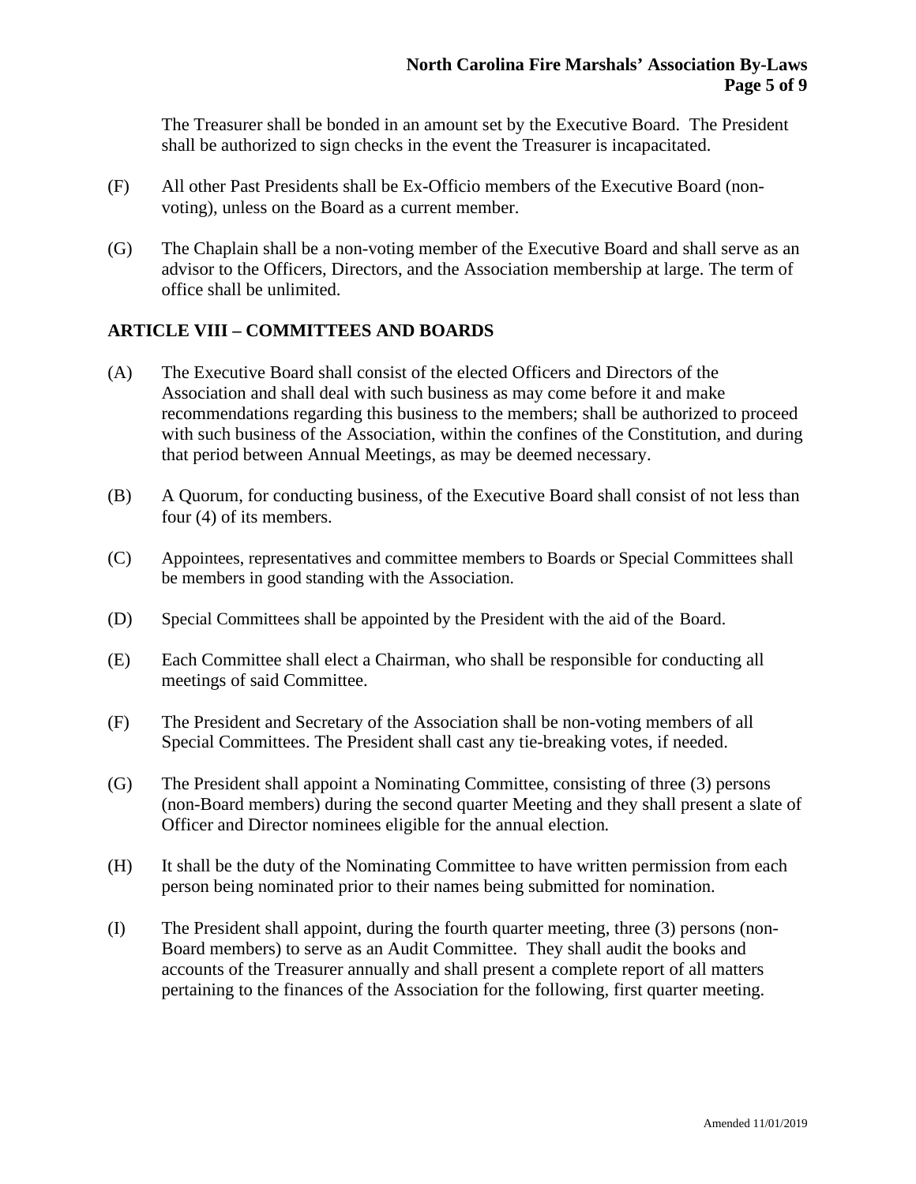The Treasurer shall be bonded in an amount set by the Executive Board. The President shall be authorized to sign checks in the event the Treasurer is incapacitated.

(F) All other Past Presidents shall be Ex-Officio members of the Executive Board (non-voting), unless on the Board as a current member.

(G) The Chaplain shall be a non-voting member of the Executive Board and shall serve as an advisor to the Officers, Directors, and the Association membership at large. The term of office shall be unlimited.

## ARTICLE VIII – COMMITTEES AND BOARDS

(A) The Executive Board shall consist of the elected Officers and Directors of the Association and shall deal with such business as may come before it and make recommendations regarding this business to the members; shall be authorized to proceed with such business of the Association, within the confines of the Constitution, and during that period between Annual Meetings, as may be deemed necessary.

(B) A Quorum, for conducting business, of the Executive Board shall consist of not less than four (4) of its members.

(C) Appointees, representatives and committee members to Boards or Special Committees shall be members in good standing with the Association.

(D) Special Committees shall be appointed by the President with the aid of the Board.

(E) Each Committee shall elect a Chairman, who shall be responsible for conducting all meetings of said Committee.

(F) The President and Secretary of the Association shall be non-voting members of all Special Committees. The President shall cast any tie-breaking votes, if needed.

(G) The President shall appoint a Nominating Committee, consisting of three (3) persons (non-Board members) during the second quarter Meeting and they shall present a slate of Officer and Director nominees eligible for the annual election.

(H) It shall be the duty of the Nominating Committee to have written permission from each person being nominated prior to their names being submitted for nomination.

(I) The President shall appoint, during the fourth quarter meeting, three (3) persons (non-Board members) to serve as an Audit Committee. They shall audit the books and accounts of the Treasurer annually and shall present a complete report of all matters pertaining to the finances of the Association for the following, first quarter meeting.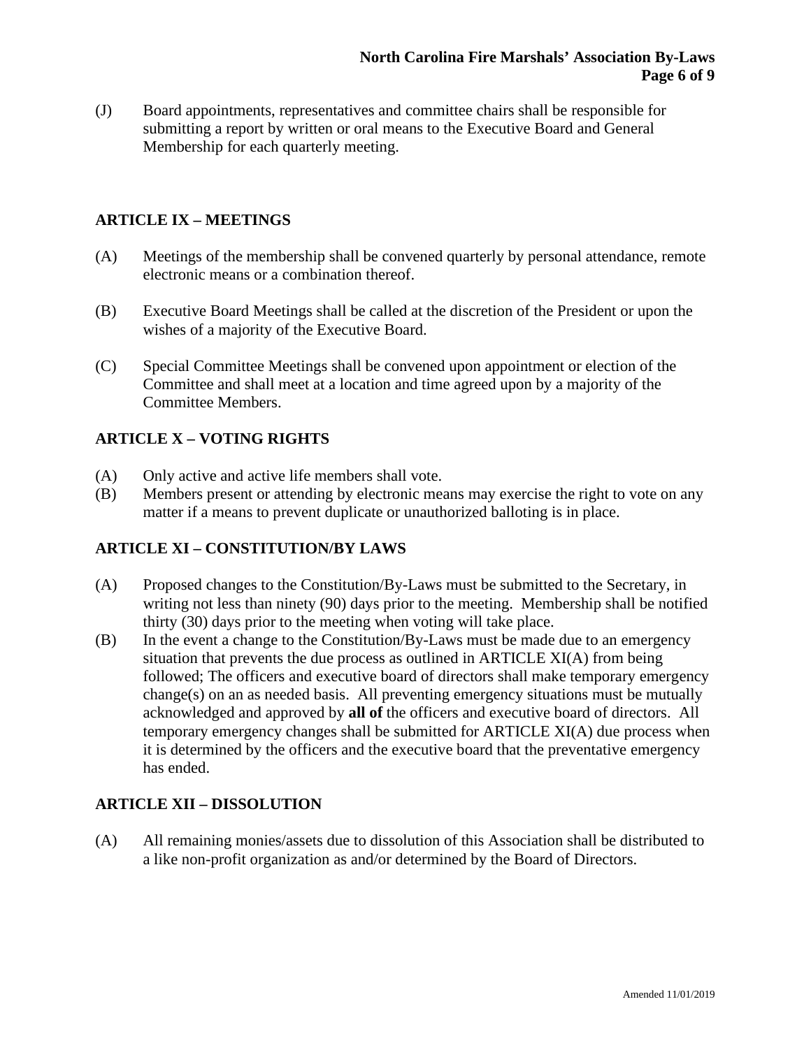(J) Board appointments, representatives and committee chairs shall be responsible for submitting a report by written or oral means to the Executive Board and General Membership for each quarterly meeting.

## ARTICLE IX – MEETINGS

(A) Meetings of the membership shall be convened quarterly by personal attendance, remote electronic means or a combination thereof.

(B) Executive Board Meetings shall be called at the discretion of the President or upon the wishes of a majority of the Executive Board.

(C) Special Committee Meetings shall be convened upon appointment or election of the Committee and shall meet at a location and time agreed upon by a majority of the Committee Members.

## ARTICLE X – VOTING RIGHTS

(A) Only active and active life members shall vote.
(B) Members present or attending by electronic means may exercise the right to vote on any matter if a means to prevent duplicate or unauthorized balloting is in place.

## ARTICLE XI – CONSTITUTION/BY LAWS

(A) Proposed changes to the Constitution/By-Laws must be submitted to the Secretary, in writing not less than ninety (90) days prior to the meeting. Membership shall be notified thirty (30) days prior to the meeting when voting will take place.
(B) In the event a change to the Constitution/By-Laws must be made due to an emergency situation that prevents the due process as outlined in ARTICLE XI(A) from being followed; The officers and executive board of directors shall make temporary emergency change(s) on an as needed basis. All preventing emergency situations must be mutually acknowledged and approved by **all of** the officers and executive board of directors. All temporary emergency changes shall be submitted for ARTICLE XI(A) due process when it is determined by the officers and the executive board that the preventative emergency has ended.

## ARTICLE XII – DISSOLUTION

(A) All remaining monies/assets due to dissolution of this Association shall be distributed to a like non-profit organization as and/or determined by the Board of Directors.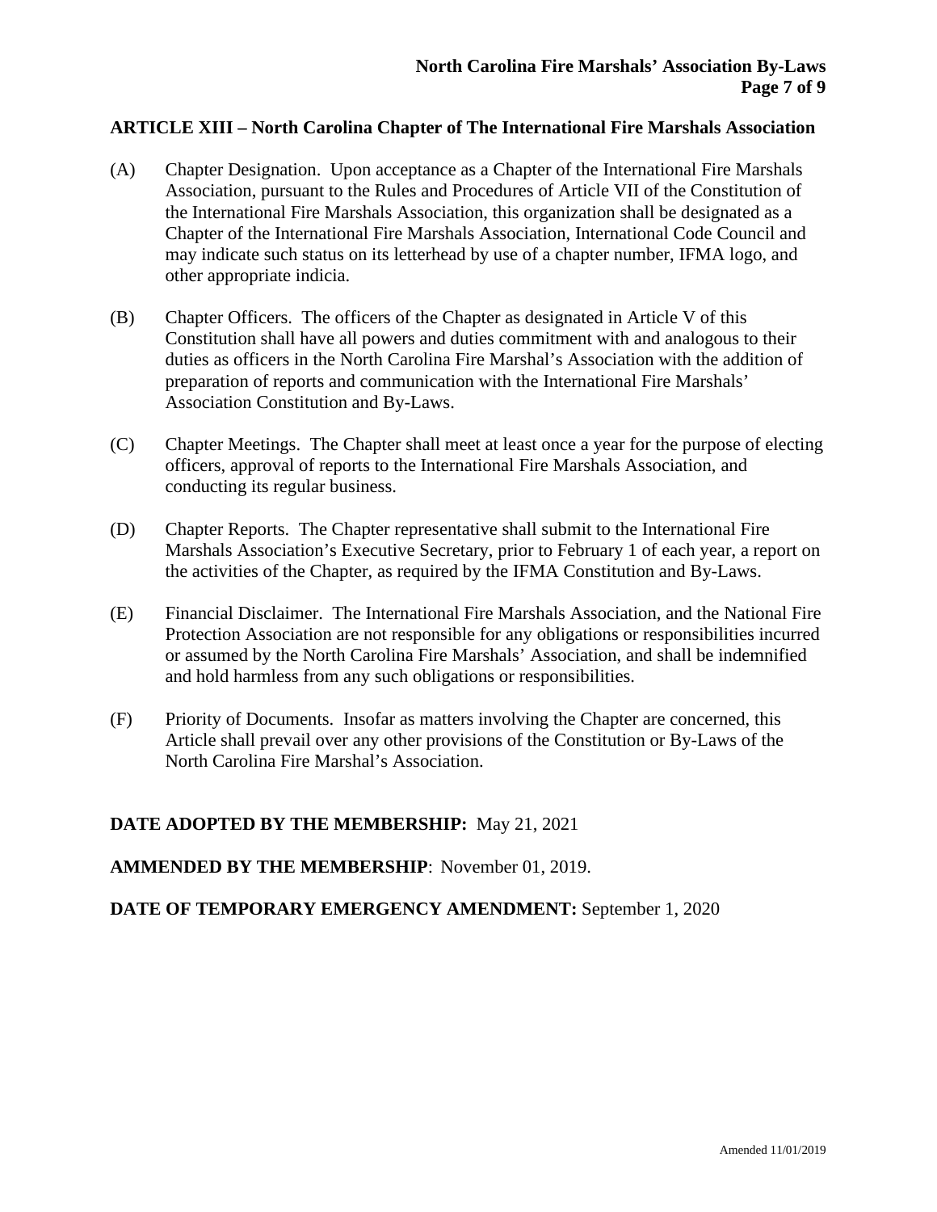## ARTICLE XIII – North Carolina Chapter of The International Fire Marshals Association

(A) Chapter Designation. Upon acceptance as a Chapter of the International Fire Marshals Association, pursuant to the Rules and Procedures of Article VII of the Constitution of the International Fire Marshals Association, this organization shall be designated as a Chapter of the International Fire Marshals Association, International Code Council and may indicate such status on its letterhead by use of a chapter number, IFMA logo, and other appropriate indicia.

(B) Chapter Officers. The officers of the Chapter as designated in Article V of this Constitution shall have all powers and duties commitment with and analogous to their duties as officers in the North Carolina Fire Marshal's Association with the addition of preparation of reports and communication with the International Fire Marshals' Association Constitution and By-Laws.

(C) Chapter Meetings. The Chapter shall meet at least once a year for the purpose of electing officers, approval of reports to the International Fire Marshals Association, and conducting its regular business.

(D) Chapter Reports. The Chapter representative shall submit to the International Fire Marshals Association's Executive Secretary, prior to February 1 of each year, a report on the activities of the Chapter, as required by the IFMA Constitution and By-Laws.

(E) Financial Disclaimer. The International Fire Marshals Association, and the National Fire Protection Association are not responsible for any obligations or responsibilities incurred or assumed by the North Carolina Fire Marshals' Association, and shall be indemnified and hold harmless from any such obligations or responsibilities.

(F) Priority of Documents. Insofar as matters involving the Chapter are concerned, this Article shall prevail over any other provisions of the Constitution or By-Laws of the North Carolina Fire Marshal's Association.

**DATE ADOPTED BY THE MEMBERSHIP:** May 21, 2021

**AMMENDED BY THE MEMBERSHIP**: November 01, 2019.

**DATE OF TEMPORARY EMERGENCY AMENDMENT:** September 1, 2020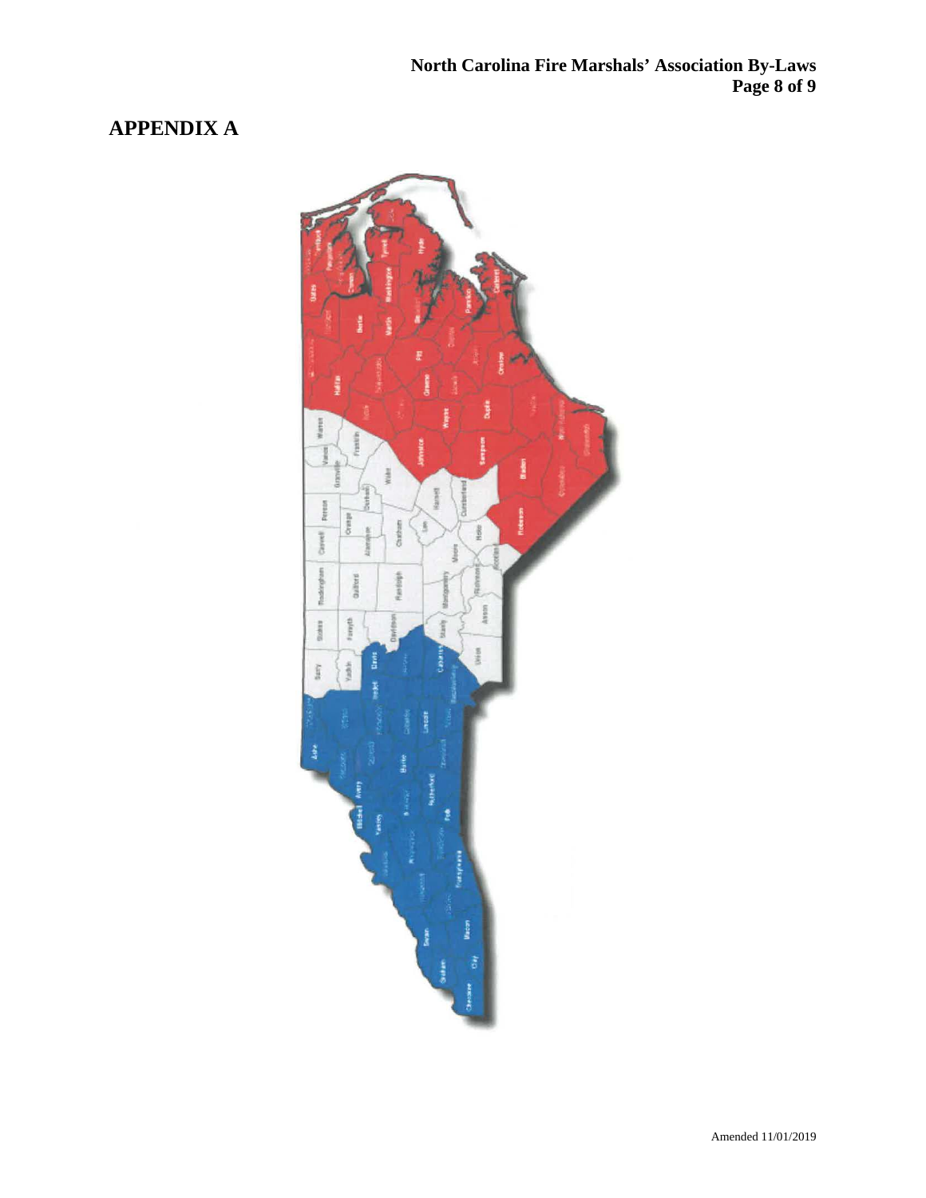# APPENDIX A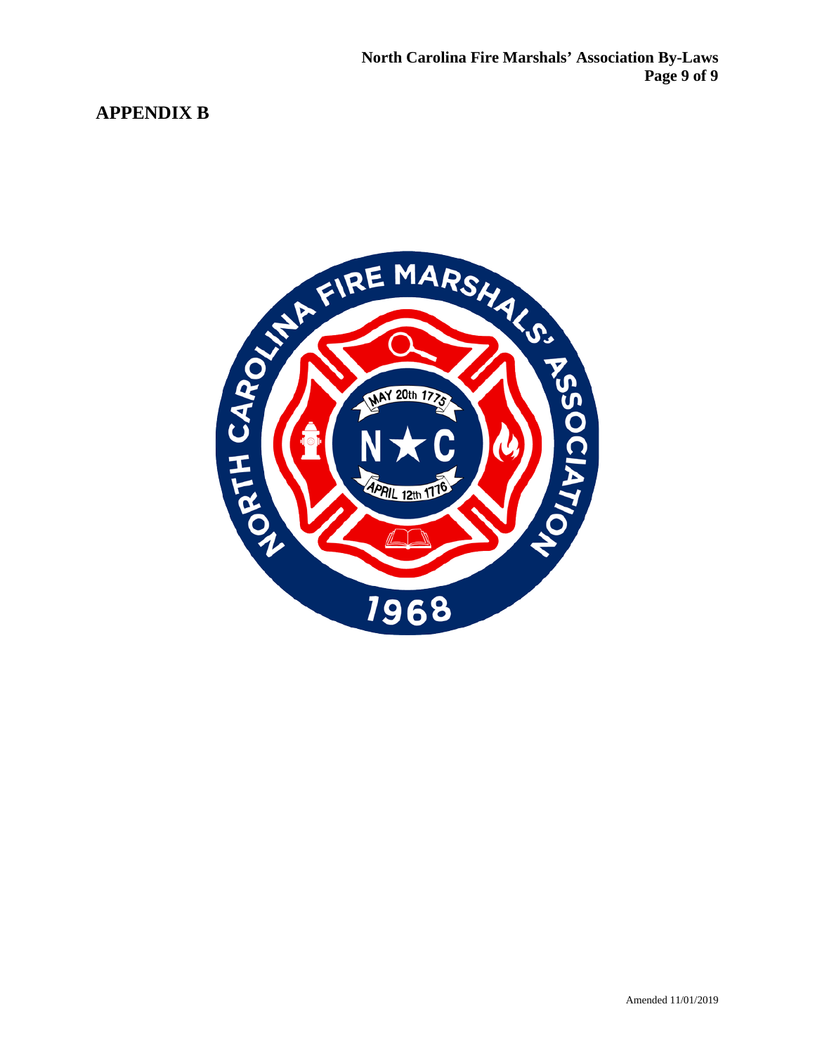## APPENDIX B